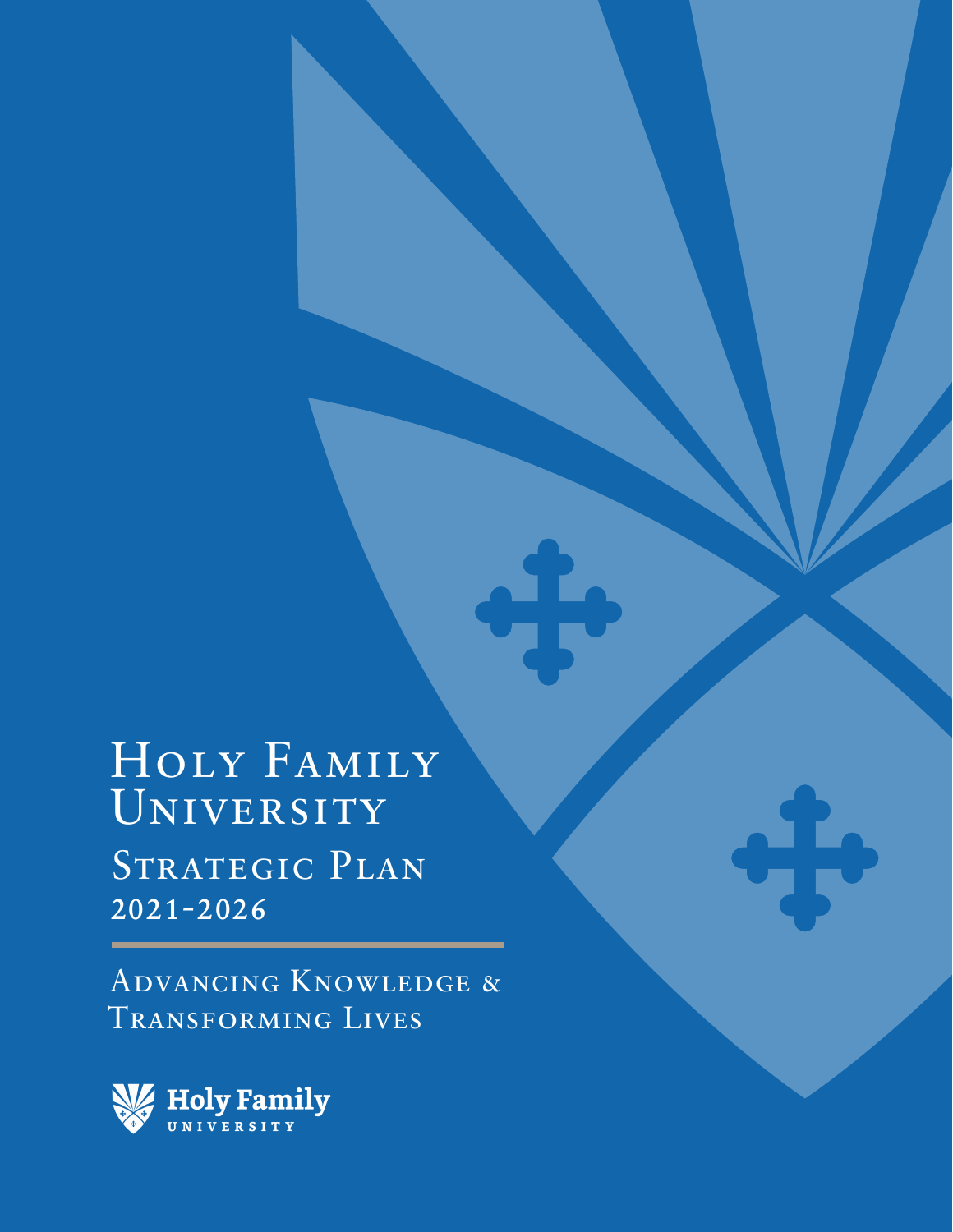# Holy Family University

## Strategic Plan

## 2021-2026

Advancing Knowledge & Transforming Lives

Holy Family UNIVERSITY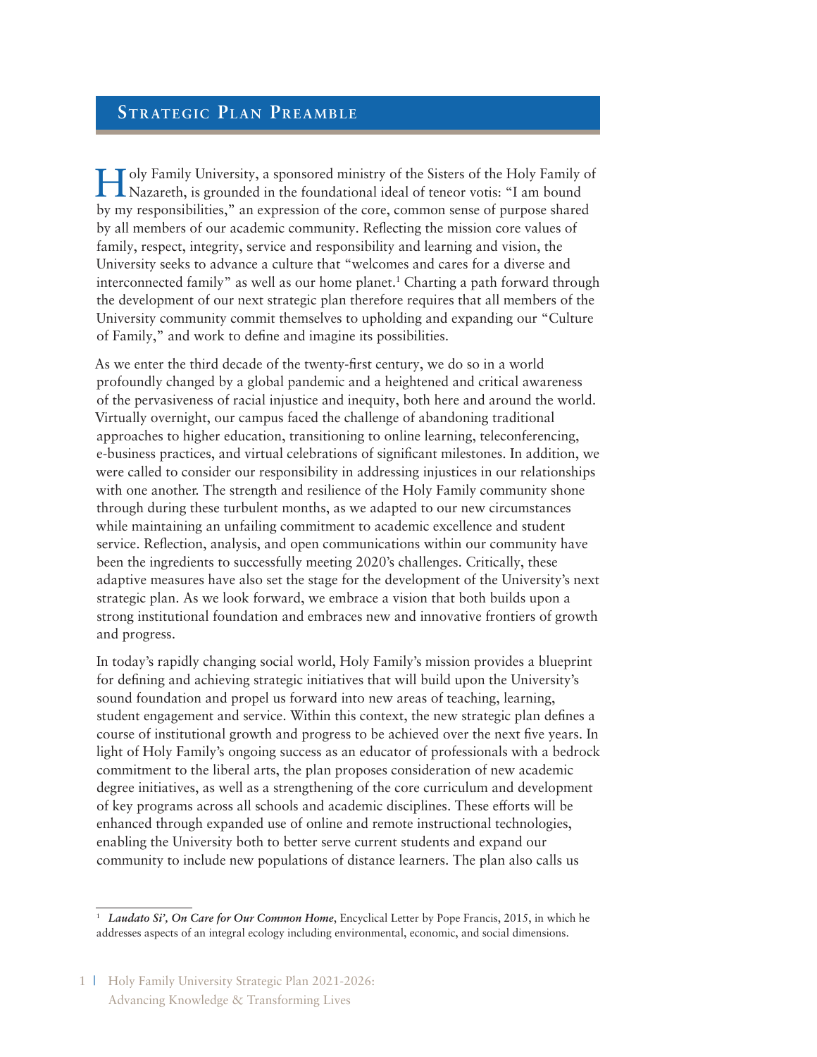## Strategic Plan Preamble

Holy Family University, a sponsored ministry of the Sisters of the Holy Family of Nazareth, is grounded in the foundational ideal of teneor votis: "I am bound by my responsibilities," an expression of the core, common sense of purpose shared by all members of our academic community. Reflecting the mission core values of family, respect, integrity, service and responsibility and learning and vision, the University seeks to advance a culture that "welcomes and cares for a diverse and interconnected family" as well as our home planet.[1] Charting a path forward through the development of our next strategic plan therefore requires that all members of the University community commit themselves to upholding and expanding our "Culture of Family," and work to define and imagine its possibilities.

As we enter the third decade of the twenty-first century, we do so in a world profoundly changed by a global pandemic and a heightened and critical awareness of the pervasiveness of racial injustice and inequity, both here and around the world. Virtually overnight, our campus faced the challenge of abandoning traditional approaches to higher education, transitioning to online learning, teleconferencing, e-business practices, and virtual celebrations of significant milestones. In addition, we were called to consider our responsibility in addressing injustices in our relationships with one another. The strength and resilience of the Holy Family community shone through during these turbulent months, as we adapted to our new circumstances while maintaining an unfailing commitment to academic excellence and student service. Reflection, analysis, and open communications within our community have been the ingredients to successfully meeting 2020's challenges. Critically, these adaptive measures have also set the stage for the development of the University's next strategic plan. As we look forward, we embrace a vision that both builds upon a strong institutional foundation and embraces new and innovative frontiers of growth and progress.

In today's rapidly changing social world, Holy Family's mission provides a blueprint for defining and achieving strategic initiatives that will build upon the University's sound foundation and propel us forward into new areas of teaching, learning, student engagement and service. Within this context, the new strategic plan defines a course of institutional growth and progress to be achieved over the next five years. In light of Holy Family's ongoing success as an educator of professionals with a bedrock commitment to the liberal arts, the plan proposes consideration of new academic degree initiatives, as well as a strengthening of the core curriculum and development of key programs across all schools and academic disciplines. These efforts will be enhanced through expanded use of online and remote instructional technologies, enabling the University both to better serve current students and expand our community to include new populations of distance learners. The plan also calls us

---

[1] ***Laudato Si', On Care for Our Common Home***, Encyclical Letter by Pope Francis, 2015, in which he addresses aspects of an integral ecology including environmental, economic, and social dimensions.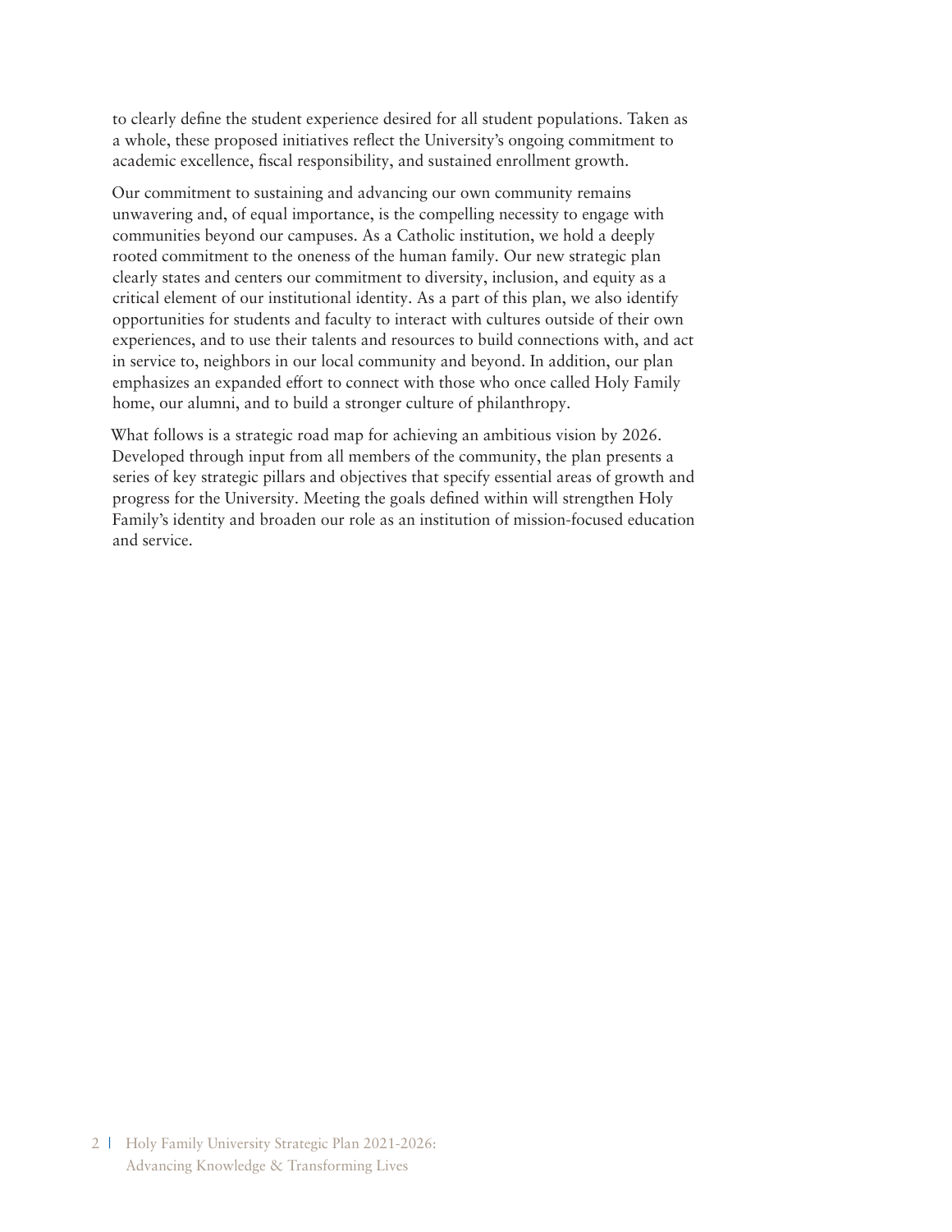to clearly define the student experience desired for all student populations. Taken as a whole, these proposed initiatives reflect the University's ongoing commitment to academic excellence, fiscal responsibility, and sustained enrollment growth.

Our commitment to sustaining and advancing our own community remains unwavering and, of equal importance, is the compelling necessity to engage with communities beyond our campuses. As a Catholic institution, we hold a deeply rooted commitment to the oneness of the human family. Our new strategic plan clearly states and centers our commitment to diversity, inclusion, and equity as a critical element of our institutional identity. As a part of this plan, we also identify opportunities for students and faculty to interact with cultures outside of their own experiences, and to use their talents and resources to build connections with, and act in service to, neighbors in our local community and beyond. In addition, our plan emphasizes an expanded effort to connect with those who once called Holy Family home, our alumni, and to build a stronger culture of philanthropy.

What follows is a strategic road map for achieving an ambitious vision by 2026. Developed through input from all members of the community, the plan presents a series of key strategic pillars and objectives that specify essential areas of growth and progress for the University. Meeting the goals defined within will strengthen Holy Family's identity and broaden our role as an institution of mission-focused education and service.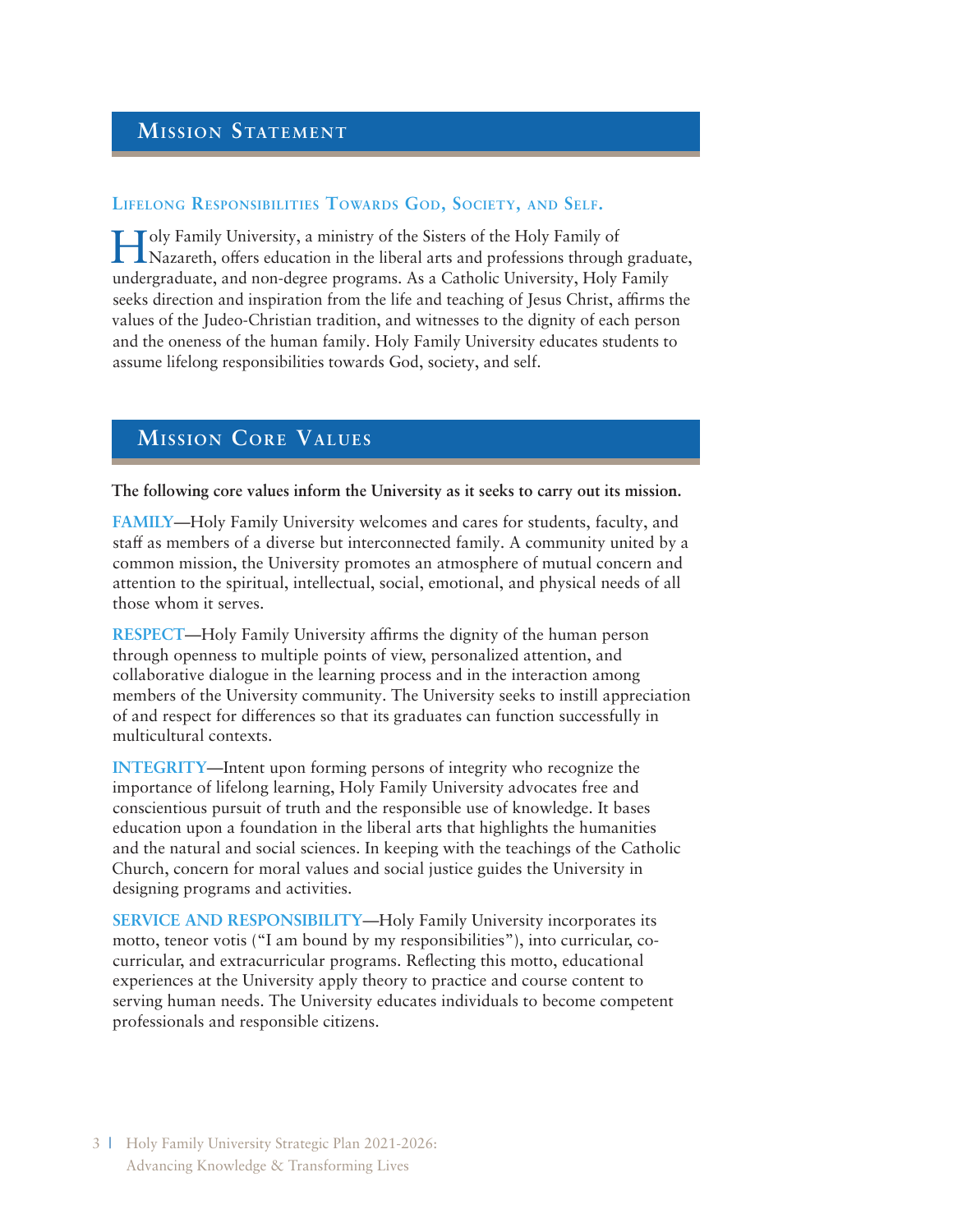## Mission Statement

### Lifelong Responsibilities Towards God, Society, and Self.

Holy Family University, a ministry of the Sisters of the Holy Family of Nazareth, offers education in the liberal arts and professions through graduate, undergraduate, and non-degree programs. As a Catholic University, Holy Family seeks direction and inspiration from the life and teaching of Jesus Christ, affirms the values of the Judeo-Christian tradition, and witnesses to the dignity of each person and the oneness of the human family. Holy Family University educates students to assume lifelong responsibilities towards God, society, and self.

## Mission Core Values

**The following core values inform the University as it seeks to carry out its mission.**

**FAMILY**—Holy Family University welcomes and cares for students, faculty, and staff as members of a diverse but interconnected family. A community united by a common mission, the University promotes an atmosphere of mutual concern and attention to the spiritual, intellectual, social, emotional, and physical needs of all those whom it serves.

**RESPECT**—Holy Family University affirms the dignity of the human person through openness to multiple points of view, personalized attention, and collaborative dialogue in the learning process and in the interaction among members of the University community. The University seeks to instill appreciation of and respect for differences so that its graduates can function successfully in multicultural contexts.

**INTEGRITY**—Intent upon forming persons of integrity who recognize the importance of lifelong learning, Holy Family University advocates free and conscientious pursuit of truth and the responsible use of knowledge. It bases education upon a foundation in the liberal arts that highlights the humanities and the natural and social sciences. In keeping with the teachings of the Catholic Church, concern for moral values and social justice guides the University in designing programs and activities.

**SERVICE AND RESPONSIBILITY**—Holy Family University incorporates its motto, teneor votis ("I am bound by my responsibilities"), into curricular, co-curricular, and extracurricular programs. Reflecting this motto, educational experiences at the University apply theory to practice and course content to serving human needs. The University educates individuals to become competent professionals and responsible citizens.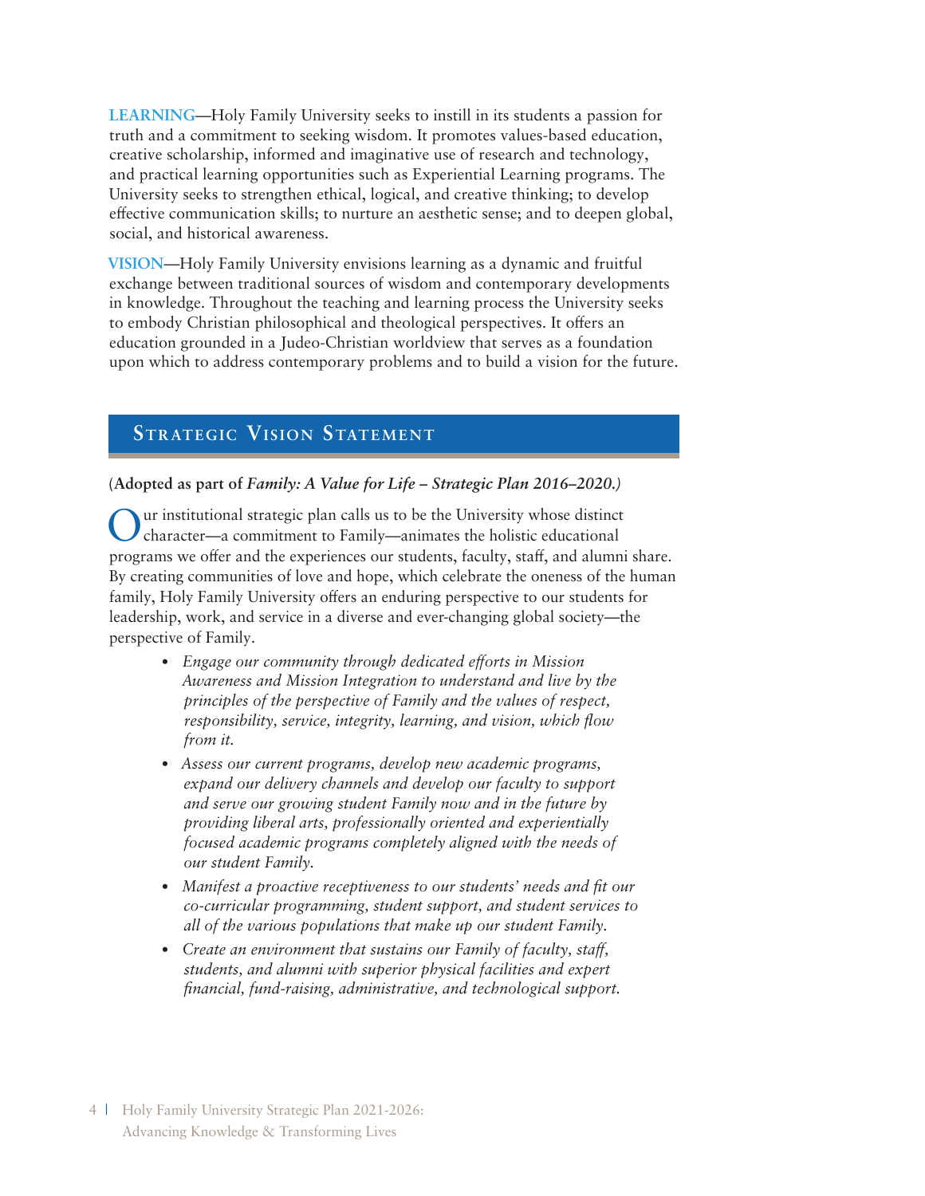**LEARNING**—Holy Family University seeks to instill in its students a passion for truth and a commitment to seeking wisdom. It promotes values-based education, creative scholarship, informed and imaginative use of research and technology, and practical learning opportunities such as Experiential Learning programs. The University seeks to strengthen ethical, logical, and creative thinking; to develop effective communication skills; to nurture an aesthetic sense; and to deepen global, social, and historical awareness.

**VISION**—Holy Family University envisions learning as a dynamic and fruitful exchange between traditional sources of wisdom and contemporary developments in knowledge. Throughout the teaching and learning process the University seeks to embody Christian philosophical and theological perspectives. It offers an education grounded in a Judeo-Christian worldview that serves as a foundation upon which to address contemporary problems and to build a vision for the future.

## Strategic Vision Statement

**(Adopted as part of *Family: A Value for Life – Strategic Plan 2016–2020.*)**

Our institutional strategic plan calls us to be the University whose distinct character—a commitment to Family—animates the holistic educational programs we offer and the experiences our students, faculty, staff, and alumni share. By creating communities of love and hope, which celebrate the oneness of the human family, Holy Family University offers an enduring perspective to our students for leadership, work, and service in a diverse and ever-changing global society—the perspective of Family.

- *Engage our community through dedicated efforts in Mission Awareness and Mission Integration to understand and live by the principles of the perspective of Family and the values of respect, responsibility, service, integrity, learning, and vision, which flow from it.*
- *Assess our current programs, develop new academic programs, expand our delivery channels and develop our faculty to support and serve our growing student Family now and in the future by providing liberal arts, professionally oriented and experientially focused academic programs completely aligned with the needs of our student Family.*
- *Manifest a proactive receptiveness to our students' needs and fit our co-curricular programming, student support, and student services to all of the various populations that make up our student Family.*
- *Create an environment that sustains our Family of faculty, staff, students, and alumni with superior physical facilities and expert financial, fund-raising, administrative, and technological support.*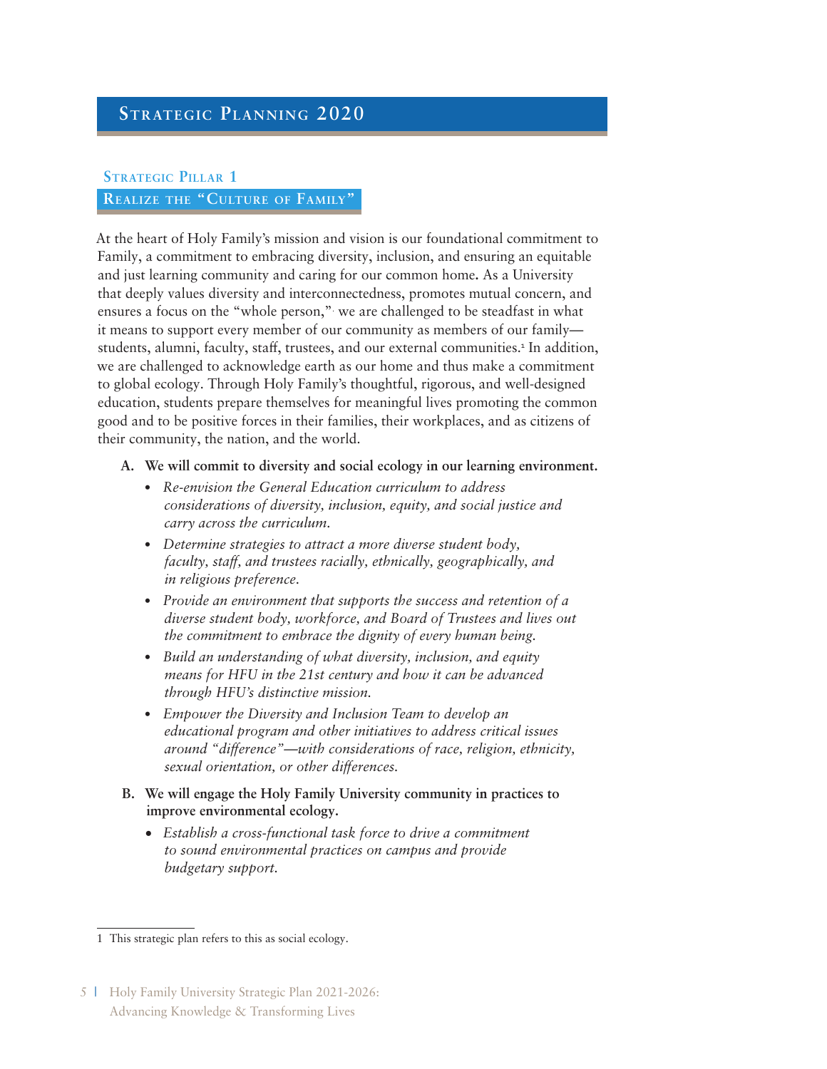# Strategic Planning 2020

## Strategic Pillar 1

## Realize the "Culture of Family"

At the heart of Holy Family's mission and vision is our foundational commitment to Family, a commitment to embracing diversity, inclusion, and ensuring an equitable and just learning community and caring for our common home. As a University that deeply values diversity and interconnectedness, promotes mutual concern, and ensures a focus on the "whole person," we are challenged to be steadfast in what it means to support every member of our community as members of our family—students, alumni, faculty, staff, trustees, and our external communities.[1] In addition, we are challenged to acknowledge earth as our home and thus make a commitment to global ecology. Through Holy Family's thoughtful, rigorous, and well-designed education, students prepare themselves for meaningful lives promoting the common good and to be positive forces in their families, their workplaces, and as citizens of their community, the nation, and the world.

**A. We will commit to diversity and social ecology in our learning environment.**

- *Re-envision the General Education curriculum to address considerations of diversity, inclusion, equity, and social justice and carry across the curriculum.*
- *Determine strategies to attract a more diverse student body, faculty, staff, and trustees racially, ethnically, geographically, and in religious preference.*
- *Provide an environment that supports the success and retention of a diverse student body, workforce, and Board of Trustees and lives out the commitment to embrace the dignity of every human being.*
- *Build an understanding of what diversity, inclusion, and equity means for HFU in the 21st century and how it can be advanced through HFU's distinctive mission.*
- *Empower the Diversity and Inclusion Team to develop an educational program and other initiatives to address critical issues around "difference"—with considerations of race, religion, ethnicity, sexual orientation, or other differences.*

**B. We will engage the Holy Family University community in practices to improve environmental ecology.**

- *Establish a cross-functional task force to drive a commitment to sound environmental practices on campus and provide budgetary support.*

---

1 This strategic plan refers to this as social ecology.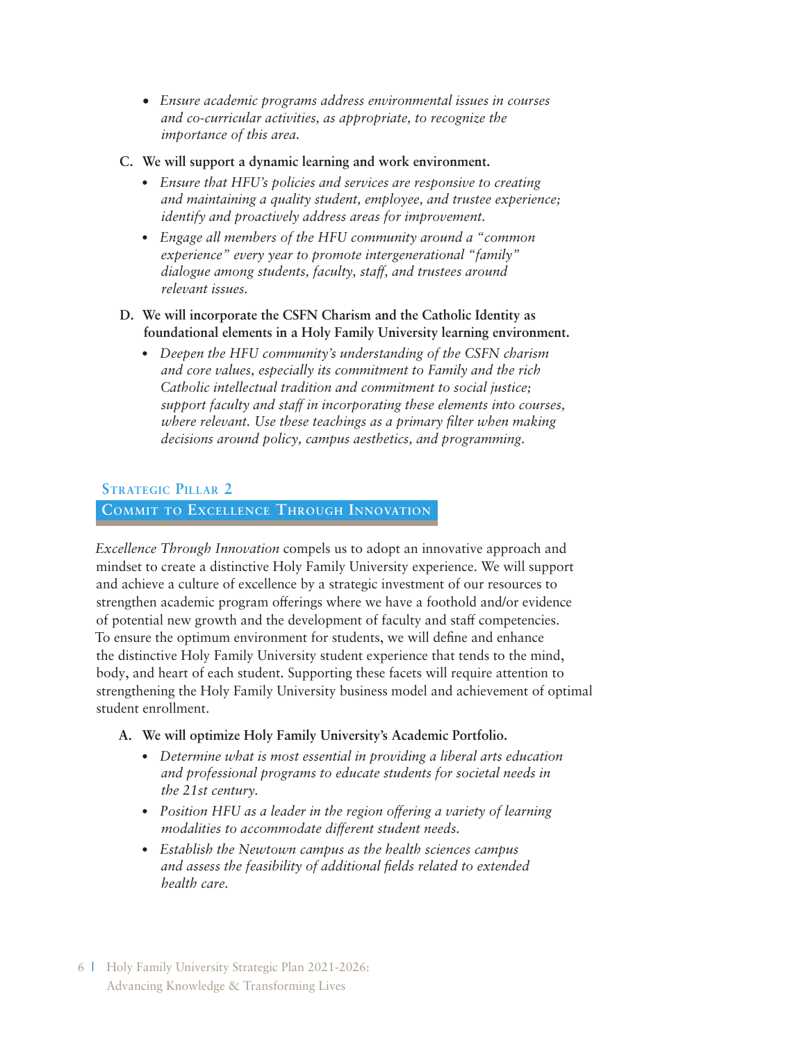- *Ensure academic programs address environmental issues in courses and co-curricular activities, as appropriate, to recognize the importance of this area.*

**C. We will support a dynamic learning and work environment.**

- *Ensure that HFU's policies and services are responsive to creating and maintaining a quality student, employee, and trustee experience; identify and proactively address areas for improvement.*
- *Engage all members of the HFU community around a "common experience" every year to promote intergenerational "family" dialogue among students, faculty, staff, and trustees around relevant issues.*

**D. We will incorporate the CSFN Charism and the Catholic Identity as foundational elements in a Holy Family University learning environment.**

- *Deepen the HFU community's understanding of the CSFN charism and core values, especially its commitment to Family and the rich Catholic intellectual tradition and commitment to social justice; support faculty and staff in incorporating these elements into courses, where relevant. Use these teachings as a primary filter when making decisions around policy, campus aesthetics, and programming.*

## Strategic Pillar 2

## Commit to Excellence Through Innovation

*Excellence Through Innovation* compels us to adopt an innovative approach and mindset to create a distinctive Holy Family University experience. We will support and achieve a culture of excellence by a strategic investment of our resources to strengthen academic program offerings where we have a foothold and/or evidence of potential new growth and the development of faculty and staff competencies. To ensure the optimum environment for students, we will define and enhance the distinctive Holy Family University student experience that tends to the mind, body, and heart of each student. Supporting these facets will require attention to strengthening the Holy Family University business model and achievement of optimal student enrollment.

**A. We will optimize Holy Family University's Academic Portfolio.**

- *Determine what is most essential in providing a liberal arts education and professional programs to educate students for societal needs in the 21st century.*
- *Position HFU as a leader in the region offering a variety of learning modalities to accommodate different student needs.*
- *Establish the Newtown campus as the health sciences campus and assess the feasibility of additional fields related to extended health care.*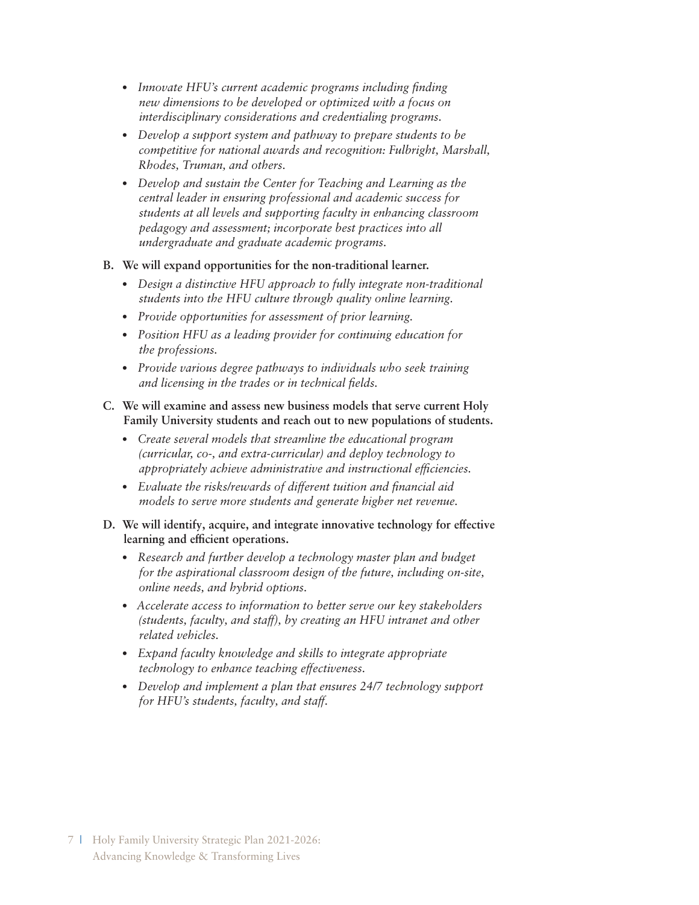- *Innovate HFU's current academic programs including finding new dimensions to be developed or optimized with a focus on interdisciplinary considerations and credentialing programs.*
- *Develop a support system and pathway to prepare students to be competitive for national awards and recognition: Fulbright, Marshall, Rhodes, Truman, and others.*
- *Develop and sustain the Center for Teaching and Learning as the central leader in ensuring professional and academic success for students at all levels and supporting faculty in enhancing classroom pedagogy and assessment; incorporate best practices into all undergraduate and graduate academic programs.*

**B. We will expand opportunities for the non-traditional learner.**

- *Design a distinctive HFU approach to fully integrate non-traditional students into the HFU culture through quality online learning.*
- *Provide opportunities for assessment of prior learning.*
- *Position HFU as a leading provider for continuing education for the professions.*
- *Provide various degree pathways to individuals who seek training and licensing in the trades or in technical fields.*

**C. We will examine and assess new business models that serve current Holy Family University students and reach out to new populations of students.**

- *Create several models that streamline the educational program (curricular, co-, and extra-curricular) and deploy technology to appropriately achieve administrative and instructional efficiencies.*
- *Evaluate the risks/rewards of different tuition and financial aid models to serve more students and generate higher net revenue.*

**D. We will identify, acquire, and integrate innovative technology for effective learning and efficient operations.**

- *Research and further develop a technology master plan and budget for the aspirational classroom design of the future, including on-site, online needs, and hybrid options.*
- *Accelerate access to information to better serve our key stakeholders (students, faculty, and staff), by creating an HFU intranet and other related vehicles.*
- *Expand faculty knowledge and skills to integrate appropriate technology to enhance teaching effectiveness.*
- *Develop and implement a plan that ensures 24/7 technology support for HFU's students, faculty, and staff.*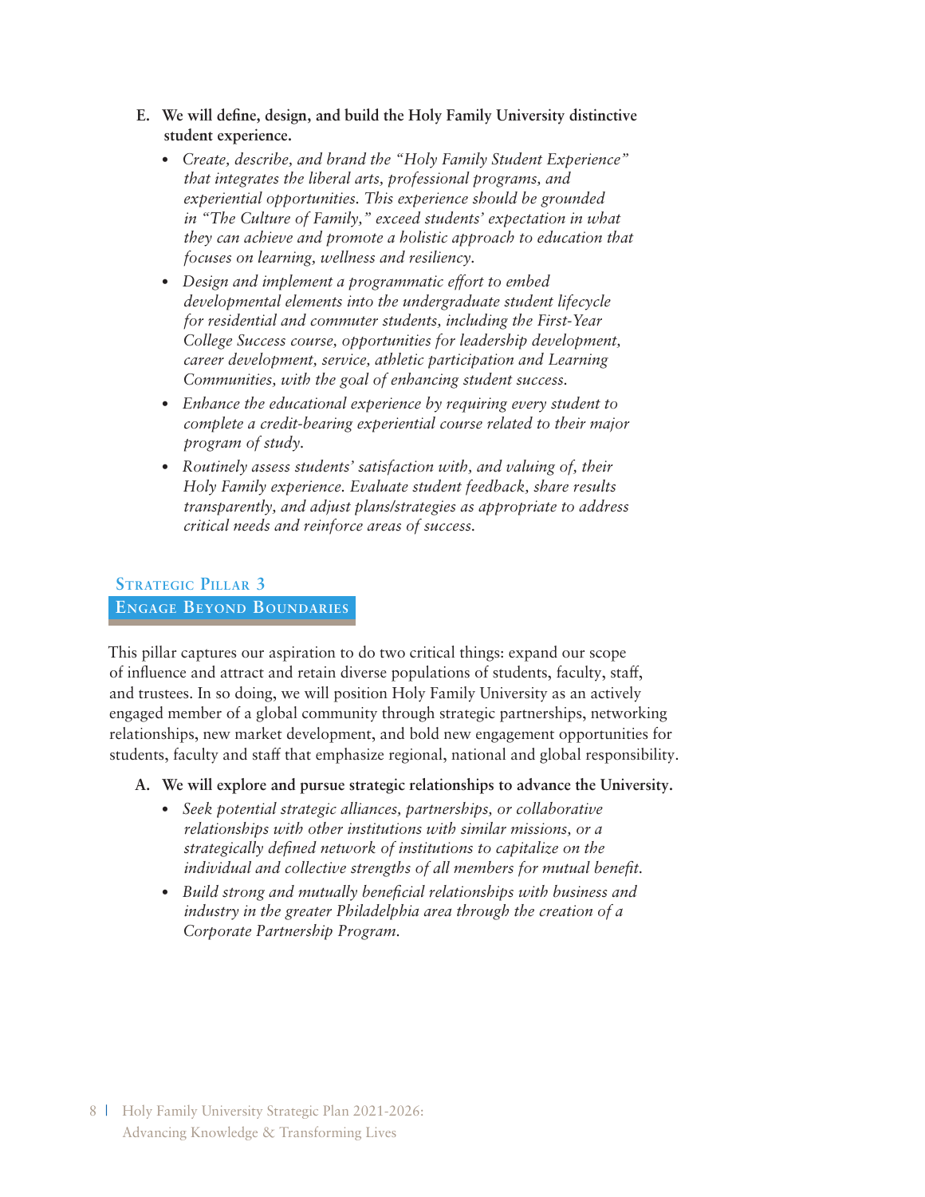**E. We will define, design, and build the Holy Family University distinctive student experience.**

- *Create, describe, and brand the "Holy Family Student Experience" that integrates the liberal arts, professional programs, and experiential opportunities. This experience should be grounded in "The Culture of Family," exceed students' expectation in what they can achieve and promote a holistic approach to education that focuses on learning, wellness and resiliency.*
- *Design and implement a programmatic effort to embed developmental elements into the undergraduate student lifecycle for residential and commuter students, including the First-Year College Success course, opportunities for leadership development, career development, service, athletic participation and Learning Communities, with the goal of enhancing student success.*
- *Enhance the educational experience by requiring every student to complete a credit-bearing experiential course related to their major program of study.*
- *Routinely assess students' satisfaction with, and valuing of, their Holy Family experience. Evaluate student feedback, share results transparently, and adjust plans/strategies as appropriate to address critical needs and reinforce areas of success.*

## Strategic Pillar 3
## Engage Beyond Boundaries

This pillar captures our aspiration to do two critical things: expand our scope of influence and attract and retain diverse populations of students, faculty, staff, and trustees. In so doing, we will position Holy Family University as an actively engaged member of a global community through strategic partnerships, networking relationships, new market development, and bold new engagement opportunities for students, faculty and staff that emphasize regional, national and global responsibility.

**A. We will explore and pursue strategic relationships to advance the University.**

- *Seek potential strategic alliances, partnerships, or collaborative relationships with other institutions with similar missions, or a strategically defined network of institutions to capitalize on the individual and collective strengths of all members for mutual benefit.*
- *Build strong and mutually beneficial relationships with business and industry in the greater Philadelphia area through the creation of a Corporate Partnership Program.*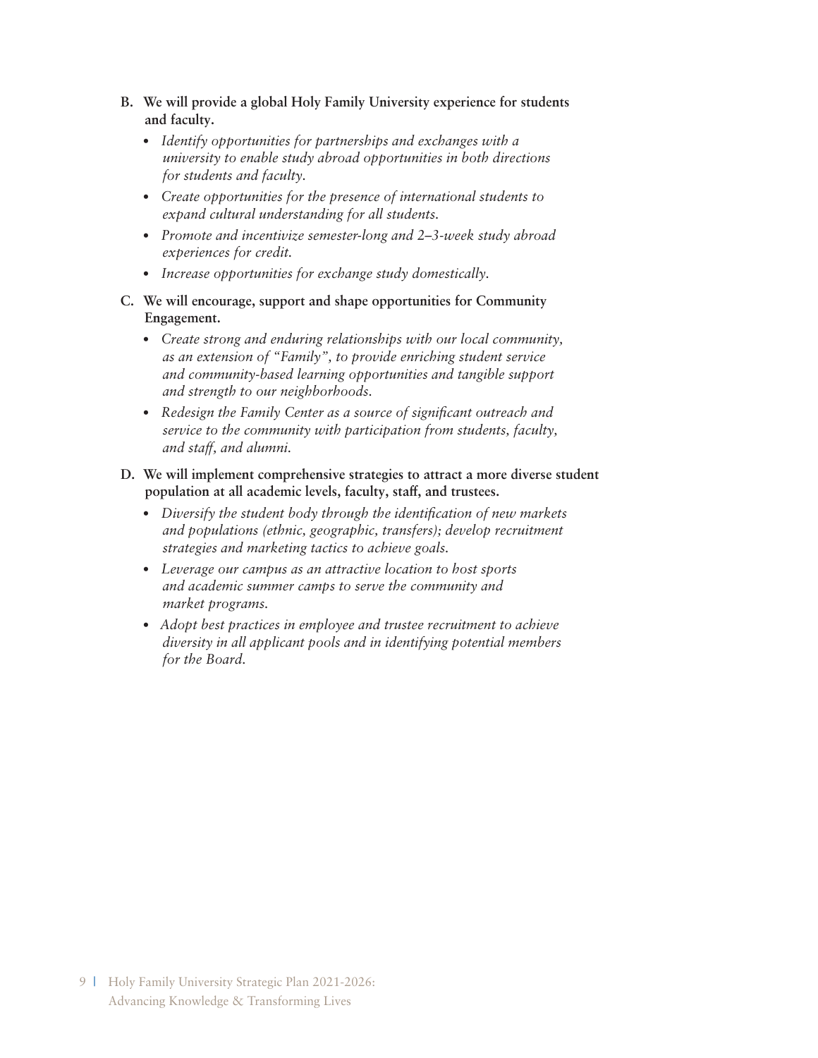**B. We will provide a global Holy Family University experience for students and faculty.**

- *Identify opportunities for partnerships and exchanges with a university to enable study abroad opportunities in both directions for students and faculty.*
- *Create opportunities for the presence of international students to expand cultural understanding for all students.*
- *Promote and incentivize semester-long and 2–3-week study abroad experiences for credit.*
- *Increase opportunities for exchange study domestically.*

**C. We will encourage, support and shape opportunities for Community Engagement.**

- *Create strong and enduring relationships with our local community, as an extension of "Family", to provide enriching student service and community-based learning opportunities and tangible support and strength to our neighborhoods.*
- *Redesign the Family Center as a source of significant outreach and service to the community with participation from students, faculty, and staff, and alumni.*

**D. We will implement comprehensive strategies to attract a more diverse student population at all academic levels, faculty, staff, and trustees.**

- *Diversify the student body through the identification of new markets and populations (ethnic, geographic, transfers); develop recruitment strategies and marketing tactics to achieve goals.*
- *Leverage our campus as an attractive location to host sports and academic summer camps to serve the community and market programs.*
- *Adopt best practices in employee and trustee recruitment to achieve diversity in all applicant pools and in identifying potential members for the Board.*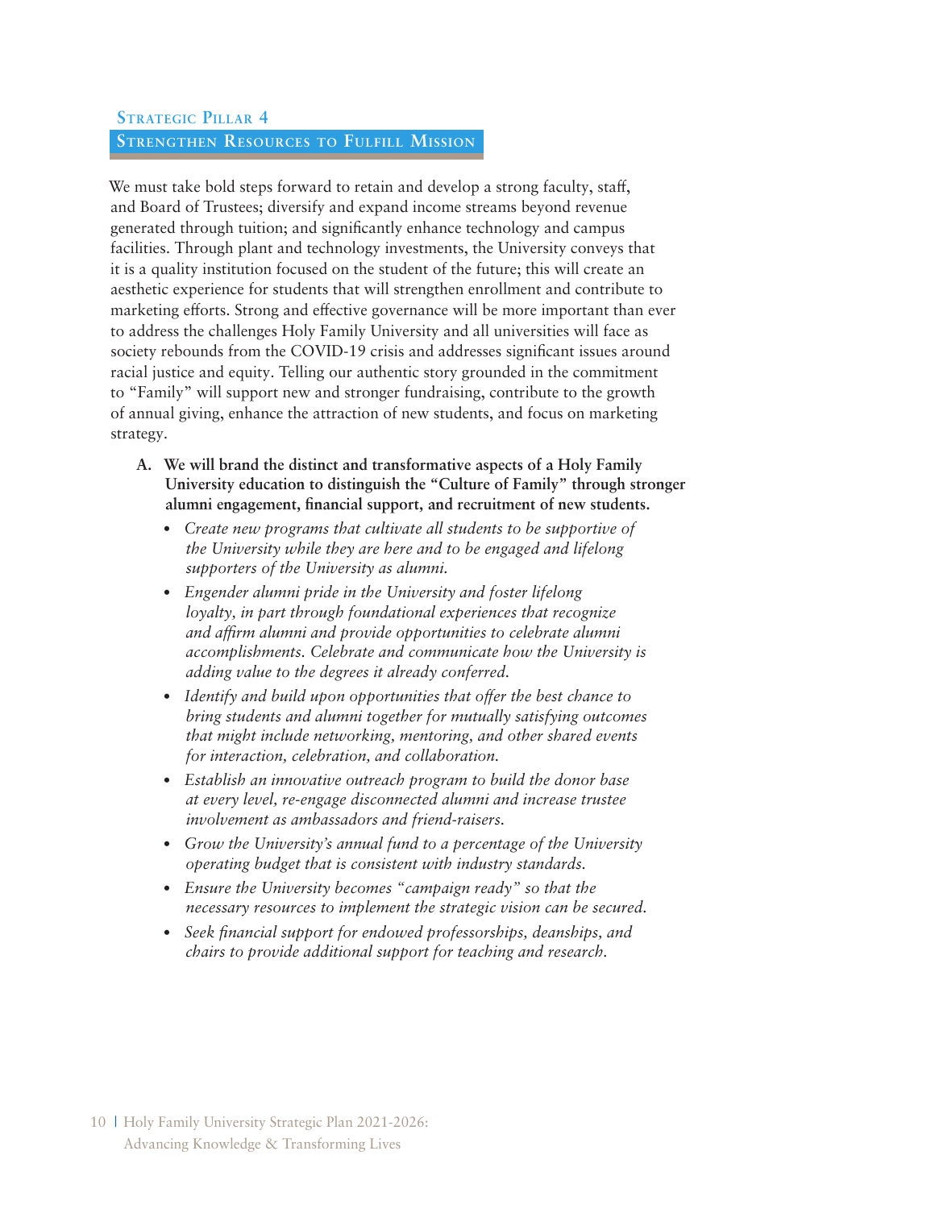## Strategic Pillar 4

## Strengthen Resources to Fulfill Mission

We must take bold steps forward to retain and develop a strong faculty, staff, and Board of Trustees; diversify and expand income streams beyond revenue generated through tuition; and significantly enhance technology and campus facilities. Through plant and technology investments, the University conveys that it is a quality institution focused on the student of the future; this will create an aesthetic experience for students that will strengthen enrollment and contribute to marketing efforts. Strong and effective governance will be more important than ever to address the challenges Holy Family University and all universities will face as society rebounds from the COVID-19 crisis and addresses significant issues around racial justice and equity. Telling our authentic story grounded in the commitment to "Family" will support new and stronger fundraising, contribute to the growth of annual giving, enhance the attraction of new students, and focus on marketing strategy.

**A. We will brand the distinct and transformative aspects of a Holy Family University education to distinguish the "Culture of Family" through stronger alumni engagement, financial support, and recruitment of new students.**

- *Create new programs that cultivate all students to be supportive of the University while they are here and to be engaged and lifelong supporters of the University as alumni.*
- *Engender alumni pride in the University and foster lifelong loyalty, in part through foundational experiences that recognize and affirm alumni and provide opportunities to celebrate alumni accomplishments. Celebrate and communicate how the University is adding value to the degrees it already conferred.*
- *Identify and build upon opportunities that offer the best chance to bring students and alumni together for mutually satisfying outcomes that might include networking, mentoring, and other shared events for interaction, celebration, and collaboration.*
- *Establish an innovative outreach program to build the donor base at every level, re-engage disconnected alumni and increase trustee involvement as ambassadors and friend-raisers.*
- *Grow the University's annual fund to a percentage of the University operating budget that is consistent with industry standards.*
- *Ensure the University becomes "campaign ready" so that the necessary resources to implement the strategic vision can be secured.*
- *Seek financial support for endowed professorships, deanships, and chairs to provide additional support for teaching and research.*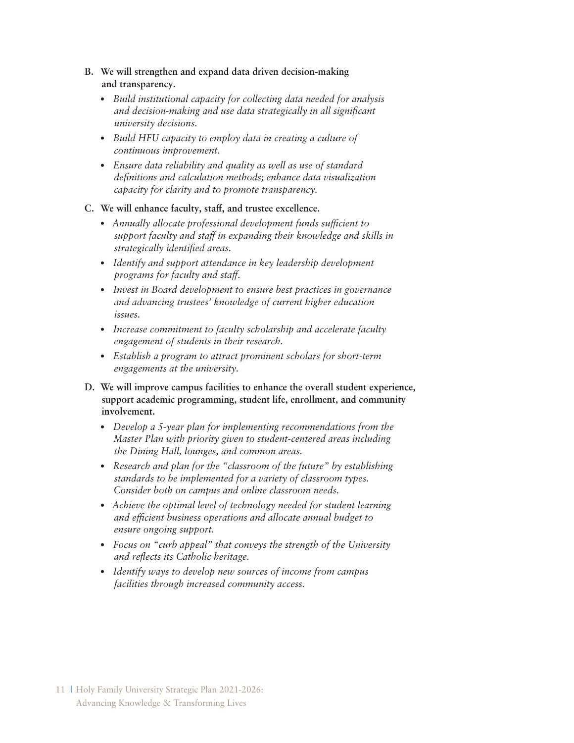**B. We will strengthen and expand data driven decision-making and transparency.**

- *Build institutional capacity for collecting data needed for analysis and decision-making and use data strategically in all significant university decisions.*
- *Build HFU capacity to employ data in creating a culture of continuous improvement.*
- *Ensure data reliability and quality as well as use of standard definitions and calculation methods; enhance data visualization capacity for clarity and to promote transparency.*

**C. We will enhance faculty, staff, and trustee excellence.**

- *Annually allocate professional development funds sufficient to support faculty and staff in expanding their knowledge and skills in strategically identified areas.*
- *Identify and support attendance in key leadership development programs for faculty and staff.*
- *Invest in Board development to ensure best practices in governance and advancing trustees' knowledge of current higher education issues.*
- *Increase commitment to faculty scholarship and accelerate faculty engagement of students in their research.*
- *Establish a program to attract prominent scholars for short-term engagements at the university.*

**D. We will improve campus facilities to enhance the overall student experience, support academic programming, student life, enrollment, and community involvement.**

- *Develop a 5-year plan for implementing recommendations from the Master Plan with priority given to student-centered areas including the Dining Hall, lounges, and common areas.*
- *Research and plan for the "classroom of the future" by establishing standards to be implemented for a variety of classroom types. Consider both on campus and online classroom needs.*
- *Achieve the optimal level of technology needed for student learning and efficient business operations and allocate annual budget to ensure ongoing support.*
- *Focus on "curb appeal" that conveys the strength of the University and reflects its Catholic heritage.*
- *Identify ways to develop new sources of income from campus facilities through increased community access.*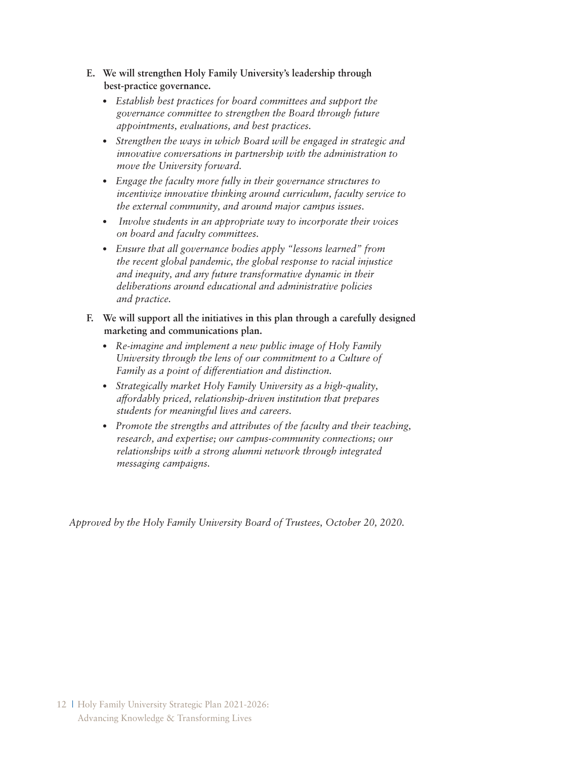E. **We will strengthen Holy Family University's leadership through best-practice governance.**

- *Establish best practices for board committees and support the governance committee to strengthen the Board through future appointments, evaluations, and best practices.*
- *Strengthen the ways in which Board will be engaged in strategic and innovative conversations in partnership with the administration to move the University forward.*
- *Engage the faculty more fully in their governance structures to incentivize innovative thinking around curriculum, faculty service to the external community, and around major campus issues.*
- *Involve students in an appropriate way to incorporate their voices on board and faculty committees.*
- *Ensure that all governance bodies apply "lessons learned" from the recent global pandemic, the global response to racial injustice and inequity, and any future transformative dynamic in their deliberations around educational and administrative policies and practice.*

F. **We will support all the initiatives in this plan through a carefully designed marketing and communications plan.**

- *Re-imagine and implement a new public image of Holy Family University through the lens of our commitment to a Culture of Family as a point of differentiation and distinction.*
- *Strategically market Holy Family University as a high-quality, affordably priced, relationship-driven institution that prepares students for meaningful lives and careers.*
- *Promote the strengths and attributes of the faculty and their teaching, research, and expertise; our campus-community connections; our relationships with a strong alumni network through integrated messaging campaigns.*

*Approved by the Holy Family University Board of Trustees, October 20, 2020.*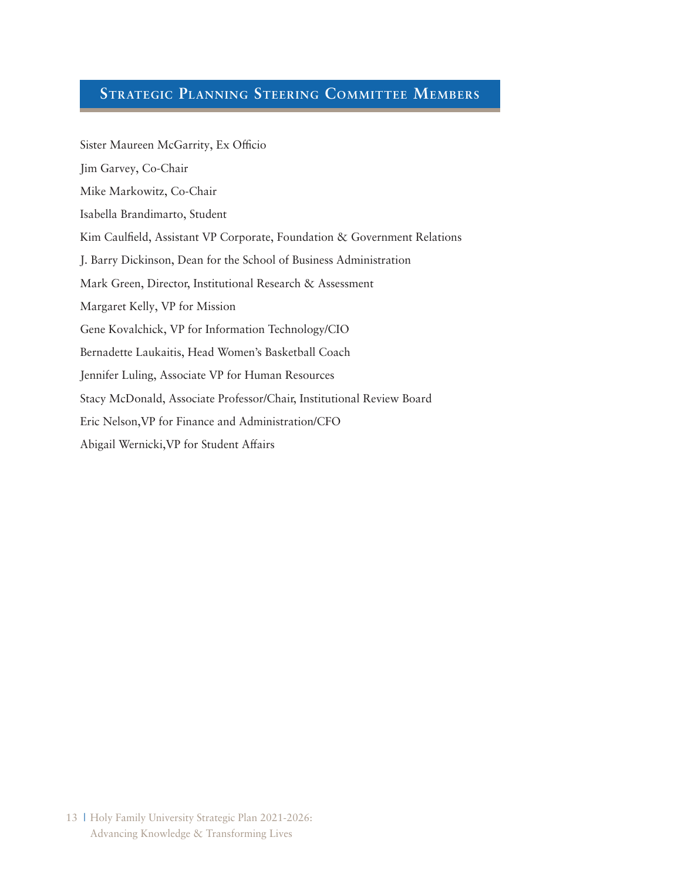## Strategic Planning Steering Committee Members

Sister Maureen McGarrity, Ex Officio

Jim Garvey, Co-Chair

Mike Markowitz, Co-Chair

Isabella Brandimarto, Student

Kim Caulfield, Assistant VP Corporate, Foundation & Government Relations

J. Barry Dickinson, Dean for the School of Business Administration

Mark Green, Director, Institutional Research & Assessment

Margaret Kelly, VP for Mission

Gene Kovalchick, VP for Information Technology/CIO

Bernadette Laukaitis, Head Women's Basketball Coach

Jennifer Luling, Associate VP for Human Resources

Stacy McDonald, Associate Professor/Chair, Institutional Review Board

Eric Nelson,VP for Finance and Administration/CFO

Abigail Wernicki,VP for Student Affairs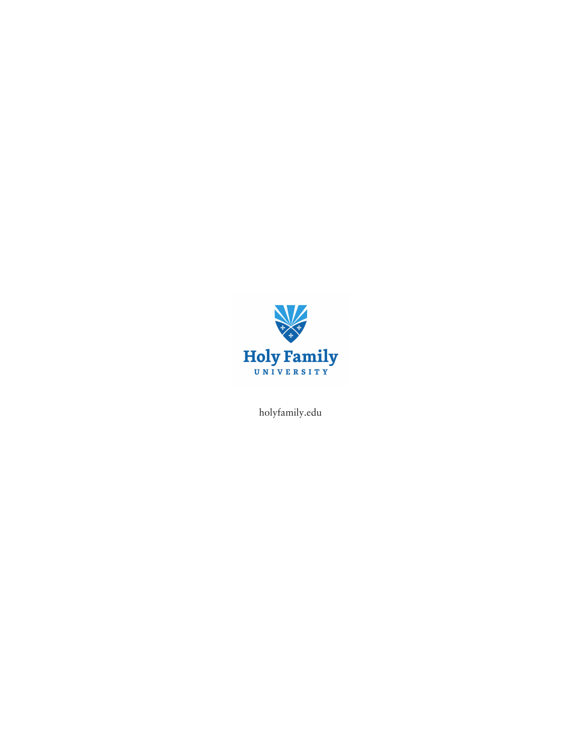Holy Family

UNIVERSITY

holyfamily.edu